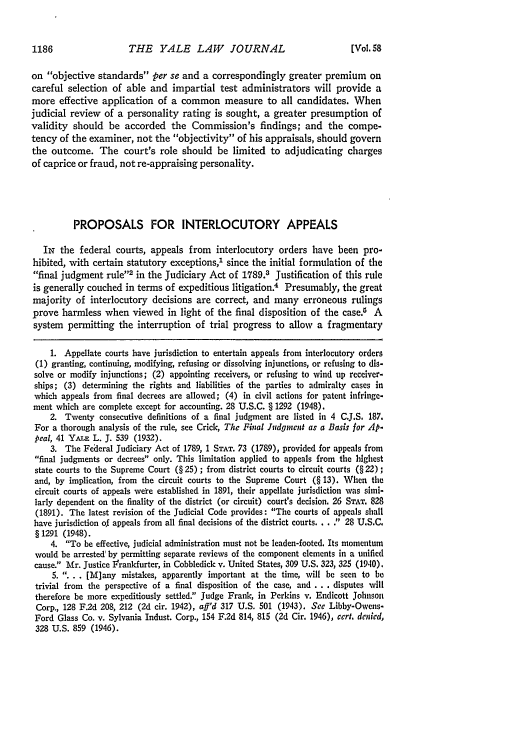on "objective standards" *per se* and a correspondingly greater premium on careful selection of able and impartial test administrators will provide a more effective application of a common measure to all candidates. When judicial review of a personality rating is sought, a greater presumption of validity should be accorded the Commission's findings; and the competency of the examiner, not the "objectivity" of his appraisals, should govern the outcome. The court's role should be limited to adjudicating charges of caprice or fraud, not re-appraising personality.

## PROPOSALS FOR INTERLOCUTORY APPEALS

IN the federal courts, appeals from interlocutory orders have been prohibited, with certain statutory exceptions,[1] since the initial formulation of the "final judgment rule"[2] in the Judiciary Act of 1789.[3] Justification of this rule is generally couched in terms of expeditious litigation.[4] Presumably, the great majority of interlocutory decisions are correct, and many erroneous rulings prove harmless when viewed in light of the final disposition of the case.[5] A system permitting the interruption of trial progress to allow a fragmentary

---

1. Appellate courts have jurisdiction to entertain appeals from interlocutory orders (1) granting, continuing, modifying, refusing or dissolving injunctions, or refusing to dissolve or modify injunctions; (2) appointing receivers, or refusing to wind up receiverships; (3) determining the rights and liabilities of the parties to admiralty cases in which appeals from final decrees are allowed; (4) in civil actions for patent infringement which are complete except for accounting. 28 U.S.C. § 1292 (1948).

2. Twenty consecutive definitions of a final judgment are listed in 4 C.J.S. 187. For a thorough analysis of the rule, see Crick, *The Final Judgment as a Basis for Appeal*, 41 YALE L. J. 539 (1932).

3. The Federal Judiciary Act of 1789, 1 STAT. 73 (1789), provided for appeals from "final judgments or decrees" only. This limitation applied to appeals from the highest state courts to the Supreme Court (§ 25); from district courts to circuit courts (§ 22); and, by implication, from the circuit courts to the Supreme Court (§ 13). When the circuit courts of appeals were established in 1891, their appellate jurisdiction was similarly dependent on the finality of the district (or circuit) court's decision. 26 STAT. 828 (1891). The latest revision of the Judicial Code provides: "The courts of appeals shall have jurisdiction of appeals from all final decisions of the district courts. . . ." 28 U.S.C. § 1291 (1948).

4. "To be effective, judicial administration must not be leaden-footed. Its momentum would be arrested by permitting separate reviews of the component elements in a unified cause." Mr. Justice Frankfurter, in Cobbledick v. United States, 309 U.S. 323, 325 (1940).

5. ". . . [M]any mistakes, apparently important at the time, will be seen to be trivial from the perspective of a final disposition of the case, and . . . disputes will therefore be more expeditiously settled." Judge Frank, in Perkins v. Endicott Johnson Corp., 128 F.2d 208, 212 (2d cir. 1942), *aff'd* 317 U.S. 501 (1943). *See* Libby-Owens-Ford Glass Co. v. Sylvania Indust. Corp., 154 F.2d 814, 815 (2d Cir. 1946), *cert. denied*, 328 U.S. 859 (1946).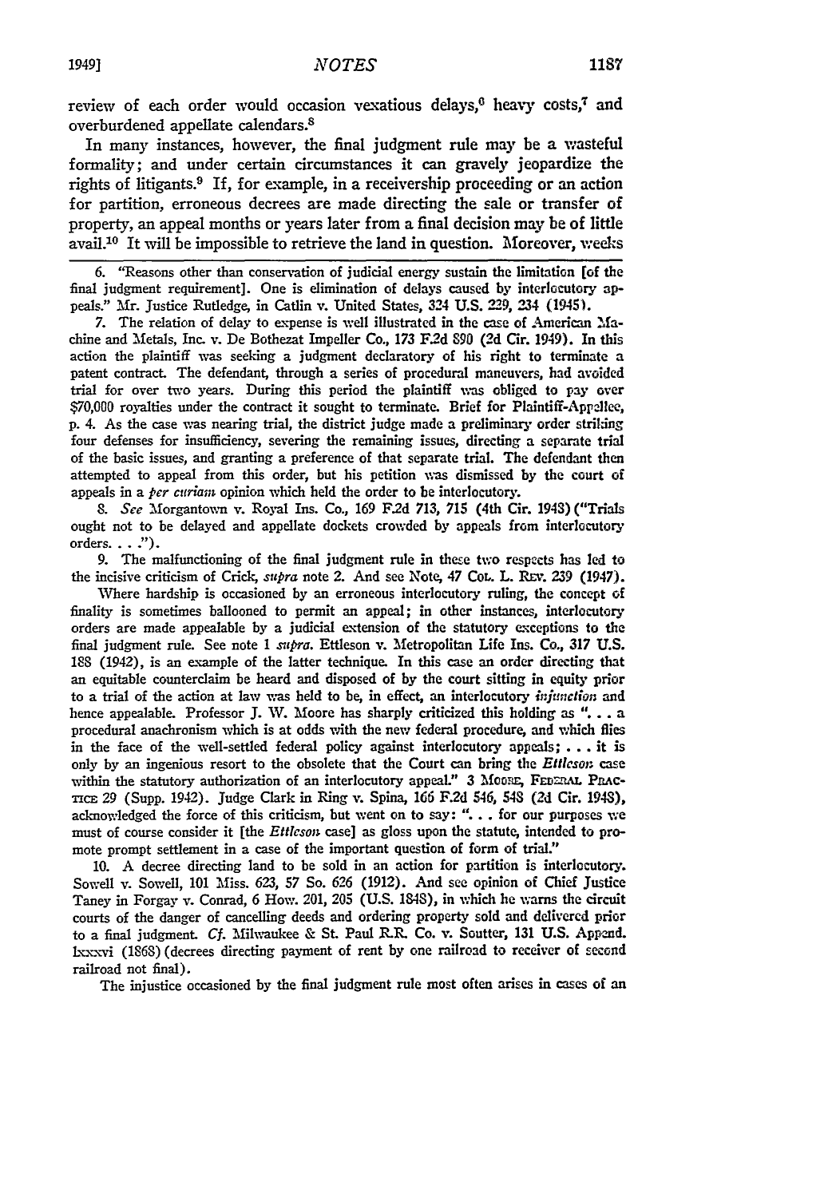review of each order would occasion vexatious delays,[6] heavy costs,[7] and overburdened appellate calendars.[8]

In many instances, however, the final judgment rule may be a wasteful formality; and under certain circumstances it can gravely jeopardize the rights of litigants.[9] If, for example, in a receivership proceeding or an action for partition, erroneous decrees are made directing the sale or transfer of property, an appeal months or years later from a final decision may be of little avail.[10] It will be impossible to retrieve the land in question. Moreover, weeks

---

6. "Reasons other than conservation of judicial energy sustain the limitation [of the final judgment requirement]. One is elimination of delays caused by interlocutory appeals." Mr. Justice Rutledge, in Catlin v. United States, 324 U.S. 229, 234 (1945).

7. The relation of delay to expense is well illustrated in the case of American Machine and Metals, Inc. v. De Bothezat Impeller Co., 173 F.2d 890 (2d Cir. 1949). In this action the plaintiff was seeking a judgment declaratory of his right to terminate a patent contract. The defendant, through a series of procedural maneuvers, had avoided trial for over two years. During this period the plaintiff was obliged to pay over $70,000 royalties under the contract it sought to terminate. Brief for Plaintiff-Appellee, p. 4. As the case was nearing trial, the district judge made a preliminary order striking four defenses for insufficiency, severing the remaining issues, directing a separate trial of the basic issues, and granting a preference of that separate trial. The defendant then attempted to appeal from this order, but his petition was dismissed by the court of appeals in a *per curiam* opinion which held the order to be interlocutory.

8. *See* Morgantown v. Royal Ins. Co., 169 F.2d 713, 715 (4th Cir. 1948) ("Trials ought not to be delayed and appellate dockets crowded by appeals from interlocutory orders. . . .").

9. The malfunctioning of the final judgment rule in these two respects has led to the incisive criticism of Crick, *supra* note 2. And see Note, 47 Col. L. Rev. 239 (1947).

Where hardship is occasioned by an erroneous interlocutory ruling, the concept of finality is sometimes ballooned to permit an appeal; in other instances, interlocutory orders are made appealable by a judicial extension of the statutory exceptions to the final judgment rule. See note 1 *supra*. Ettleson v. Metropolitan Life Ins. Co., 317 U.S. 188 (1942), is an example of the latter technique. In this case an order directing that an equitable counterclaim be heard and disposed of by the court sitting in equity prior to a trial of the action at law was held to be, in effect, an interlocutory *injunction* and hence appealable. Professor J. W. Moore has sharply criticized this holding as ". . . a procedural anachronism which is at odds with the new federal procedure, and which flies in the face of the well-settled federal policy against interlocutory appeals; . . . it is only by an ingenious resort to the obsolete that the Court can bring the *Ettleson* case within the statutory authorization of an interlocutory appeal." 3 Moore, Federal Practice 29 (Supp. 1942). Judge Clark in Ring v. Spina, 166 F.2d 546, 548 (2d Cir. 1948), acknowledged the force of this criticism, but went on to say: ". . . for our purposes we must of course consider it [the *Ettleson* case] as gloss upon the statute, intended to promote prompt settlement in a case of the important question of form of trial."

10. A decree directing land to be sold in an action for partition is interlocutory. Sowell v. Sowell, 101 Miss. 623, 57 So. 626 (1912). And see opinion of Chief Justice Taney in Forgay v. Conrad, 6 How. 201, 205 (U.S. 1848), in which he warns the circuit courts of the danger of cancelling deeds and ordering property sold and delivered prior to a final judgment. *Cf.* Milwaukee & St. Paul R.R. Co. v. Soutter, 131 U.S. Append. lxxxvi (1868) (decrees directing payment of rent by one railroad to receiver of second railroad not final).

The injustice occasioned by the final judgment rule most often arises in cases of an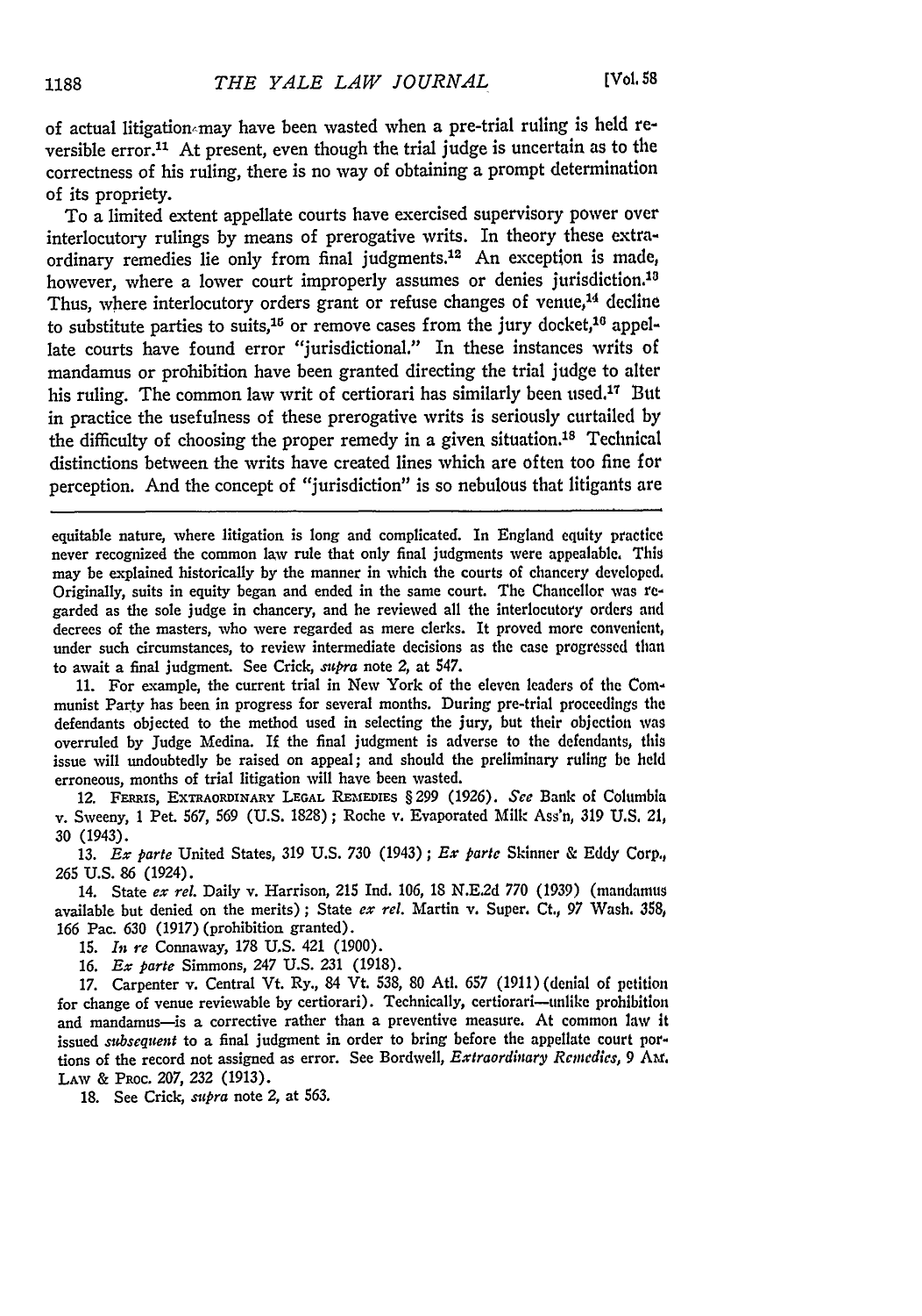of actual litigation may have been wasted when a pre-trial ruling is held reversible error.[11] At present, even though the trial judge is uncertain as to the correctness of his ruling, there is no way of obtaining a prompt determination of its propriety.

To a limited extent appellate courts have exercised supervisory power over interlocutory rulings by means of prerogative writs. In theory these extraordinary remedies lie only from final judgments.[12] An exception is made, however, where a lower court improperly assumes or denies jurisdiction.[13] Thus, where interlocutory orders grant or refuse changes of venue,[14] decline to substitute parties to suits,[15] or remove cases from the jury docket,[16] appellate courts have found error "jurisdictional." In these instances writs of mandamus or prohibition have been granted directing the trial judge to alter his ruling. The common law writ of certiorari has similarly been used.[17] But in practice the usefulness of these prerogative writs is seriously curtailed by the difficulty of choosing the proper remedy in a given situation.[18] Technical distinctions between the writs have created lines which are often too fine for perception. And the concept of "jurisdiction" is so nebulous that litigants are

---

equitable nature, where litigation is long and complicated. In England equity practice never recognized the common law rule that only final judgments were appealable. This may be explained historically by the manner in which the courts of chancery developed. Originally, suits in equity began and ended in the same court. The Chancellor was regarded as the sole judge in chancery, and he reviewed all the interlocutory orders and decrees of the masters, who were regarded as mere clerks. It proved more convenient, under such circumstances, to review intermediate decisions as the case progressed than to await a final judgment. See Crick, *supra* note 2, at 547.

11. For example, the current trial in New York of the eleven leaders of the Communist Party has been in progress for several months. During pre-trial proceedings the defendants objected to the method used in selecting the jury, but their objection was overruled by Judge Medina. If the final judgment is adverse to the defendants, this issue will undoubtedly be raised on appeal; and should the preliminary ruling be held erroneous, months of trial litigation will have been wasted.

12. FERRIS, EXTRAORDINARY LEGAL REMEDIES § 299 (1926). *See* Bank of Columbia v. Sweeny, 1 Pet. 567, 569 (U.S. 1828); Roche v. Evaporated Milk Ass'n, 319 U.S. 21, 30 (1943).

13. *Ex parte* United States, 319 U.S. 730 (1943); *Ex parte* Skinner & Eddy Corp., 265 U.S. 86 (1924).

14. State *ex rel.* Daily v. Harrison, 215 Ind. 106, 18 N.E.2d 770 (1939) (mandamus available but denied on the merits); State *ex rel.* Martin v. Super. Ct., 97 Wash. 358, 166 Pac. 630 (1917) (prohibition granted).

15. *In re* Connaway, 178 U.S. 421 (1900).

16. *Ex parte* Simmons, 247 U.S. 231 (1918).

17. Carpenter v. Central Vt. Ry., 84 Vt. 538, 80 Atl. 657 (1911) (denial of petition for change of venue reviewable by certiorari). Technically, certiorari—unlike prohibition and mandamus—is a corrective rather than a preventive measure. At common law it issued *subsequent* to a final judgment in order to bring before the appellate court portions of the record not assigned as error. See Bordwell, *Extraordinary Remedies*, 9 AM. LAW & PROC. 207, 232 (1913).

18. See Crick, *supra* note 2, at 563.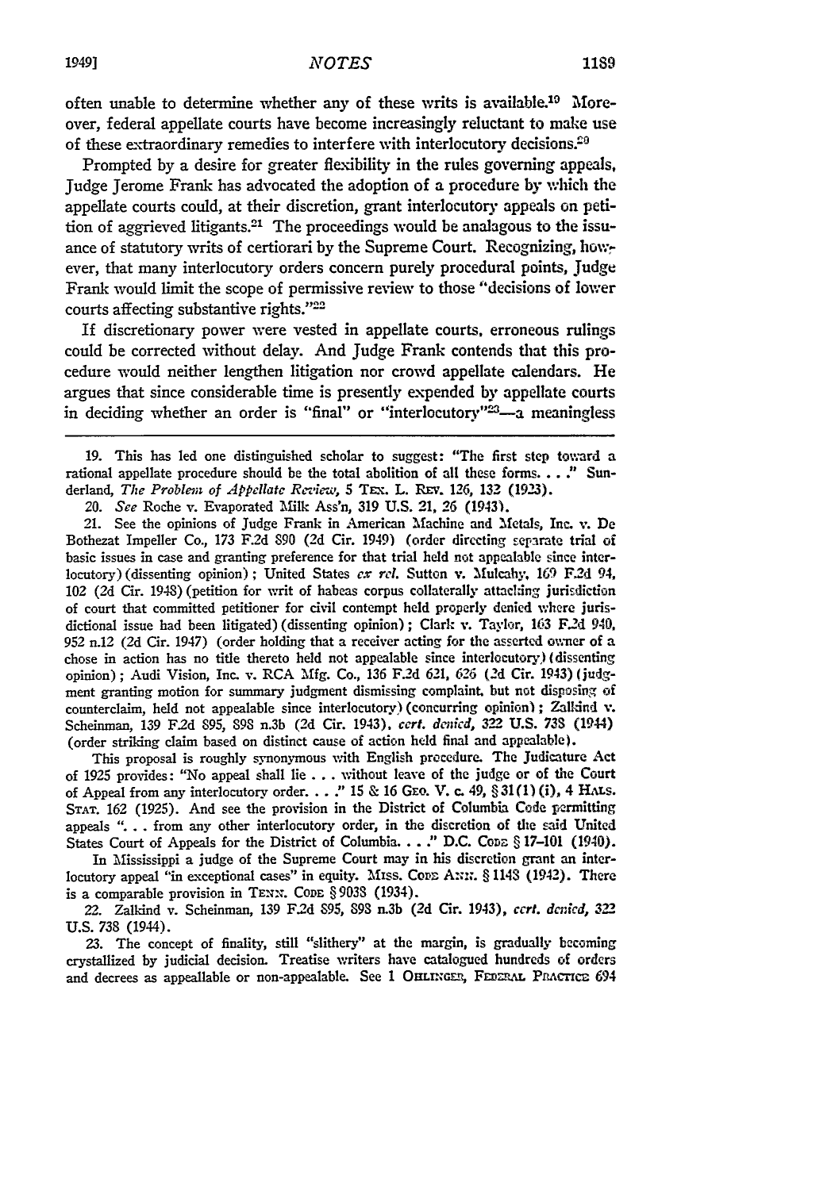often unable to determine whether any of these writs is available.[19] Moreover, federal appellate courts have become increasingly reluctant to make use of these extraordinary remedies to interfere with interlocutory decisions.[20]

Prompted by a desire for greater flexibility in the rules governing appeals, Judge Jerome Frank has advocated the adoption of a procedure by which the appellate courts could, at their discretion, grant interlocutory appeals on petition of aggrieved litigants.[21] The proceedings would be analagous to the issuance of statutory writs of certiorari by the Supreme Court. Recognizing, however, that many interlocutory orders concern purely procedural points, Judge Frank would limit the scope of permissive review to those "decisions of lower courts affecting substantive rights."[22]

If discretionary power were vested in appellate courts, erroneous rulings could be corrected without delay. And Judge Frank contends that this procedure would neither lengthen litigation nor crowd appellate calendars. He argues that since considerable time is presently expended by appellate courts in deciding whether an order is "final" or "interlocutory"[23]—a meaningless

---

19. This has led one distinguished scholar to suggest: "The first step toward a rational appellate procedure should be the total abolition of all these forms. . . ." Sunderland, *The Problem of Appellate Review*, 5 Tex. L. Rev. 126, 132 (1923).

20. *See* Roche v. Evaporated Milk Ass'n, 319 U.S. 21, 26 (1943).

21. See the opinions of Judge Frank in American Machine and Metals, Inc. v. De Bothezat Impeller Co., 173 F.2d 890 (2d Cir. 1949) (order directing separate trial of basic issues in case and granting preference for that trial held not appealable since interlocutory) (dissenting opinion); United States *ex rel.* Sutton v. Mulcahy, 169 F.2d 94, 102 (2d Cir. 1948) (petition for writ of habeas corpus collaterally attacking jurisdiction of court that committed petitioner for civil contempt held properly denied where jurisdictional issue had been litigated) (dissenting opinion); Clark v. Taylor, 163 F.2d 940, 952 n.12 (2d Cir. 1947) (order holding that a receiver acting for the asserted owner of a chose in action has no title thereto held not appealable since interlocutory) (dissenting opinion); Audi Vision, Inc. v. RCA Mfg. Co., 136 F.2d 621, 626 (2d Cir. 1943) (judgment granting motion for summary judgment dismissing complaint, but not disposing of counterclaim, held not appealable since interlocutory) (concurring opinion); Zalkind v. Scheinman, 139 F.2d 895, 898 n.3b (2d Cir. 1943), *cert. denied*, 322 U.S. 738 (1944) (order striking claim based on distinct cause of action held final and appealable).

This proposal is roughly synonymous with English procedure. The Judicature Act of 1925 provides: "No appeal shall lie . . . without leave of the judge or of the Court of Appeal from any interlocutory order. . . ." 15 & 16 Geo. V. c. 49, §31(1)(i), 4 Hals. Stat. 162 (1925). And see the provision in the District of Columbia Code permitting appeals ". . . from any other interlocutory order, in the discretion of the said United States Court of Appeals for the District of Columbia. . . ." D.C. Code §17-101 (1940).

In Mississippi a judge of the Supreme Court may in his discretion grant an interlocutory appeal "in exceptional cases" in equity. Miss. Code Ann. §1148 (1942). There is a comparable provision in Tenn. Code §9038 (1934).

22. Zalkind v. Scheinman, 139 F.2d 895, 898 n.3b (2d Cir. 1943), *cert. denied*, 322 U.S. 738 (1944).

23. The concept of finality, still "slithery" at the margin, is gradually becoming crystallized by judicial decision. Treatise writers have catalogued hundreds of orders and decrees as appealable or non-appealable. See 1 Ohlinger, Federal Practice 694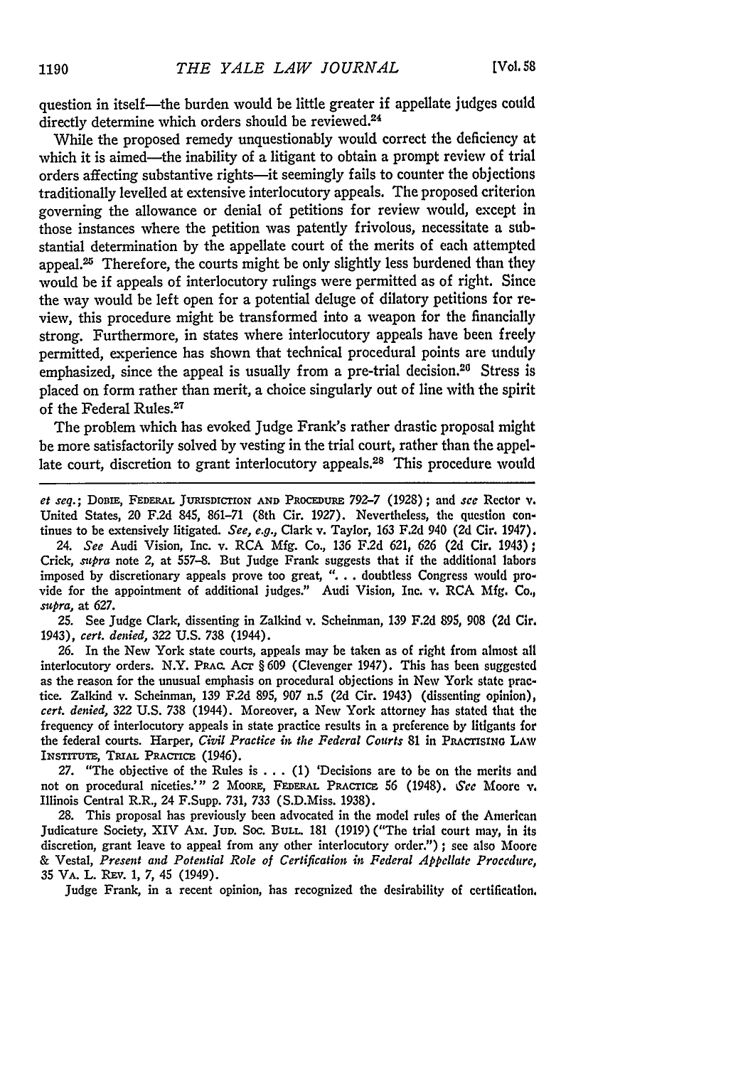question in itself—the burden would be little greater if appellate judges could directly determine which orders should be reviewed.[24]

While the proposed remedy unquestionably would correct the deficiency at which it is aimed—the inability of a litigant to obtain a prompt review of trial orders affecting substantive rights—it seemingly fails to counter the objections traditionally levelled at extensive interlocutory appeals. The proposed criterion governing the allowance or denial of petitions for review would, except in those instances where the petition was patently frivolous, necessitate a substantial determination by the appellate court of the merits of each attempted appeal.[25] Therefore, the courts might be only slightly less burdened than they would be if appeals of interlocutory rulings were permitted as of right. Since the way would be left open for a potential deluge of dilatory petitions for review, this procedure might be transformed into a weapon for the financially strong. Furthermore, in states where interlocutory appeals have been freely permitted, experience has shown that technical procedural points are unduly emphasized, since the appeal is usually from a pre-trial decision.[26] Stress is placed on form rather than merit, a choice singularly out of line with the spirit of the Federal Rules.[27]

The problem which has evoked Judge Frank's rather drastic proposal might be more satisfactorily solved by vesting in the trial court, rather than the appellate court, discretion to grant interlocutory appeals.[28] This procedure would

---

*et seq.*; DOBIE, FEDERAL JURISDICTION AND PROCEDURE 792–7 (1928); and *see* Rector v. United States, 20 F.2d 845, 861–71 (8th Cir. 1927). Nevertheless, the question continues to be extensively litigated. *See, e.g.*, Clark v. Taylor, 163 F.2d 940 (2d Cir. 1947).

24. *See* Audi Vision, Inc. v. RCA Mfg. Co., 136 F.2d 621, 626 (2d Cir. 1943); Crick, *supra* note 2, at 557–8. But Judge Frank suggests that if the additional labors imposed by discretionary appeals prove too great, ". . . doubtless Congress would provide for the appointment of additional judges." Audi Vision, Inc. v. RCA Mfg. Co., *supra*, at 627.

25. See Judge Clark, dissenting in Zalkind v. Scheinman, 139 F.2d 895, 908 (2d Cir. 1943), *cert. denied*, 322 U.S. 738 (1944).

26. In the New York state courts, appeals may be taken as of right from almost all interlocutory orders. N.Y. PRAC. ACT § 609 (Clevenger 1947). This has been suggested as the reason for the unusual emphasis on procedural objections in New York state practice. Zalkind v. Scheinman, 139 F.2d 895, 907 n.5 (2d Cir. 1943) (dissenting opinion), *cert. denied*, 322 U.S. 738 (1944). Moreover, a New York attorney has stated that the frequency of interlocutory appeals in state practice results in a preference by litigants for the federal courts. Harper, *Civil Practice in the Federal Courts* 81 in PRACTISING LAW INSTITUTE, TRIAL PRACTICE (1946).

27. "The objective of the Rules is . . . (1) 'Decisions are to be on the merits and not on procedural niceties.'" 2 MOORE, FEDERAL PRACTICE 56 (1948). *See* Moore v. Illinois Central R.R., 24 F.Supp. 731, 733 (S.D.Miss. 1938).

28. This proposal has previously been advocated in the model rules of the American Judicature Society, XIV AM. JUD. SOC. BULL. 181 (1919) ("The trial court may, in its discretion, grant leave to appeal from any other interlocutory order."); see also Moore & Vestal, *Present and Potential Role of Certification in Federal Appellate Procedure*, 35 VA. L. REV. 1, 7, 45 (1949).

Judge Frank, in a recent opinion, has recognized the desirability of certification.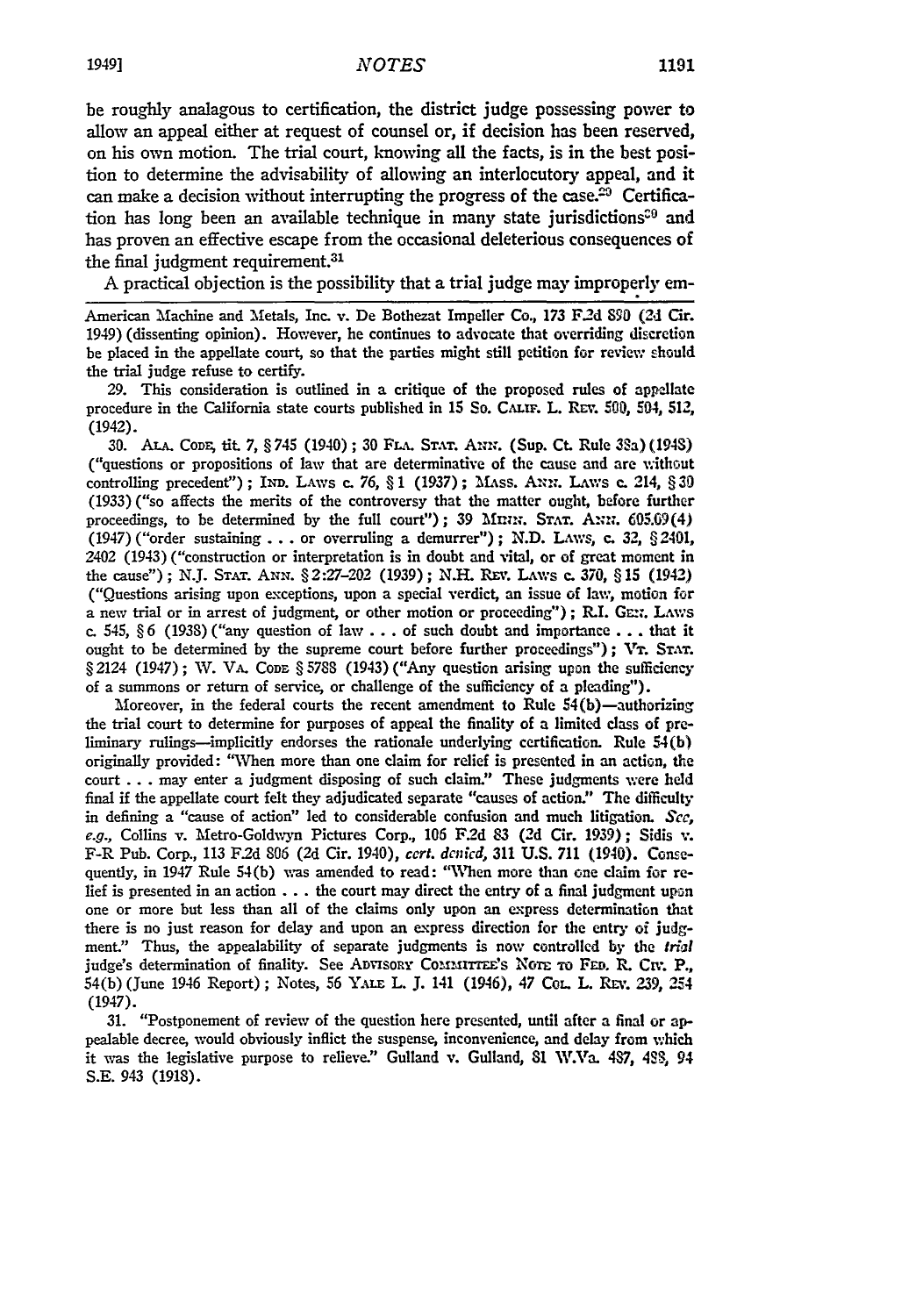be roughly analagous to certification, the district judge possessing power to allow an appeal either at request of counsel or, if decision has been reserved, on his own motion. The trial court, knowing all the facts, is in the best position to determine the advisability of allowing an interlocutory appeal, and it can make a decision without interrupting the progress of the case.[29] Certification has long been an available technique in many state jurisdictions[30] and has proven an effective escape from the occasional deleterious consequences of the final judgment requirement.[31]

A practical objection is the possibility that a trial judge may improperly em-

American Machine and Metals, Inc. v. De Bothezat Impeller Co., 173 F.2d 890 (2d Cir. 1949) (dissenting opinion). However, he continues to advocate that overriding discretion be placed in the appellate court, so that the parties might still petition for review should the trial judge refuse to certify.

29. This consideration is outlined in a critique of the proposed rules of appellate procedure in the California state courts published in 15 So. CALIF. L. REV. 500, 504, 512, (1942).

30. ALA. CODE, tit. 7, § 745 (1940); 30 FLA. STAT. ANN. (Sup. Ct. Rule 38a) (1948) ("questions or propositions of law that are determinative of the cause and are without controlling precedent"); IND. LAWS c. 76, § 1 (1937); MASS. ANN. LAWS c. 214, § 30 (1933) ("so affects the merits of the controversy that the matter ought, before further proceedings, to be determined by the full court"); 39 MINN. STAT. ANN. 605.09(4) (1947) ("order sustaining . . . or overruling a demurrer"); N.D. LAWS, c. 32, § 2401, 2402 (1943) ("construction or interpretation is in doubt and vital, or of great moment in the cause"); N.J. STAT. ANN. § 2:27-202 (1939); N.H. REV. LAWS c. 370, § 15 (1942) ("Questions arising upon exceptions, upon a special verdict, an issue of law, motion for a new trial or in arrest of judgment, or other motion or proceeding"); R.I. GEN. LAWS c. 545, § 6 (1938) ("any question of law . . . of such doubt and importance . . . that it ought to be determined by the supreme court before further proceedings"); VT. STAT. § 2124 (1947); W. VA. CODE § 5788 (1943) ("Any question arising upon the sufficiency of a summons or return of service, or challenge of the sufficiency of a pleading").

Moreover, in the federal courts the recent amendment to Rule 54(b)—authorizing the trial court to determine for purposes of appeal the finality of a limited class of preliminary rulings—implicitly endorses the rationale underlying certification. Rule 54(b) originally provided: "When more than one claim for relief is presented in an action, the court . . . may enter a judgment disposing of such claim." These judgments were held final if the appellate court felt they adjudicated separate "causes of action." The difficulty in defining a "cause of action" led to considerable confusion and much litigation. *See, e.g.,* Collins v. Metro-Goldwyn Pictures Corp., 106 F.2d 83 (2d Cir. 1939); Sidis v. F-R Pub. Corp., 113 F.2d 806 (2d Cir. 1940), *cert. denied,* 311 U.S. 711 (1940). Consequently, in 1947 Rule 54(b) was amended to read: "When more than one claim for relief is presented in an action . . . the court may direct the entry of a final judgment upon one or more but less than all of the claims only upon an express determination that there is no just reason for delay and upon an express direction for the entry of judgment." Thus, the appealability of separate judgments is now controlled by the *trial* judge's determination of finality. See ADVISORY COMMITTEE'S NOTE TO FED. R. CIV. P., 54(b) (June 1946 Report); Notes, 56 YALE L. J. 141 (1946), 47 COL. L. REV. 239, 254 (1947).

31. "Postponement of review of the question here presented, until after a final or appealable decree, would obviously inflict the suspense, inconvenience, and delay from which it was the legislative purpose to relieve." Gulland v. Gulland, 81 W.Va. 487, 488, 94 S.E. 943 (1918).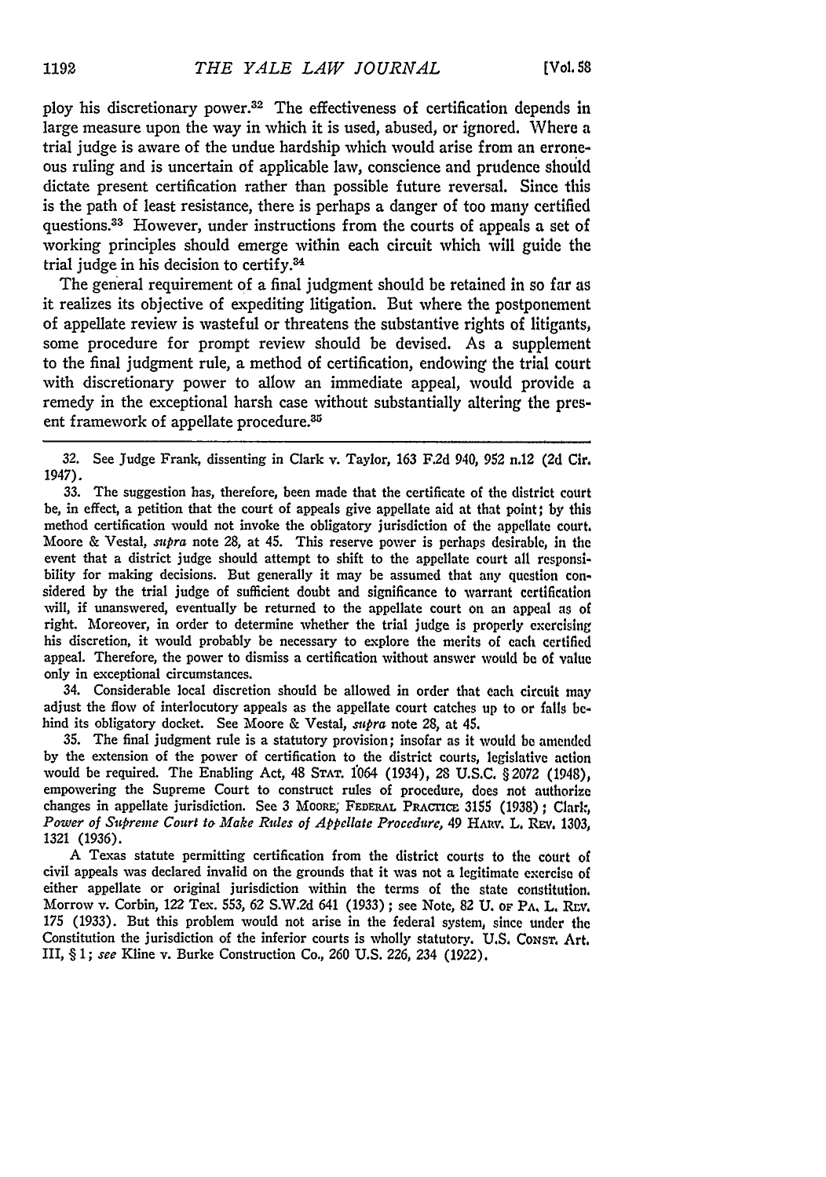ploy his discretionary power.[32] The effectiveness of certification depends in large measure upon the way in which it is used, abused, or ignored. Where a trial judge is aware of the undue hardship which would arise from an erroneous ruling and is uncertain of applicable law, conscience and prudence should dictate present certification rather than possible future reversal. Since this is the path of least resistance, there is perhaps a danger of too many certified questions.[33] However, under instructions from the courts of appeals a set of working principles should emerge within each circuit which will guide the trial judge in his decision to certify.[34]

The general requirement of a final judgment should be retained in so far as it realizes its objective of expediting litigation. But where the postponement of appellate review is wasteful or threatens the substantive rights of litigants, some procedure for prompt review should be devised. As a supplement to the final judgment rule, a method of certification, endowing the trial court with discretionary power to allow an immediate appeal, would provide a remedy in the exceptional harsh case without substantially altering the present framework of appellate procedure.[35]

---

32. See Judge Frank, dissenting in Clark v. Taylor, 163 F.2d 940, 952 n.12 (2d Cir. 1947).

33. The suggestion has, therefore, been made that the certificate of the district court be, in effect, a petition that the court of appeals give appellate aid at that point; by this method certification would not invoke the obligatory jurisdiction of the appellate court. Moore & Vestal, *supra* note 28, at 45. This reserve power is perhaps desirable, in the event that a district judge should attempt to shift to the appellate court all responsibility for making decisions. But generally it may be assumed that any question considered by the trial judge of sufficient doubt and significance to warrant certification will, if unanswered, eventually be returned to the appellate court on an appeal as of right. Moreover, in order to determine whether the trial judge is properly exercising his discretion, it would probably be necessary to explore the merits of each certified appeal. Therefore, the power to dismiss a certification without answer would be of value only in exceptional circumstances.

34. Considerable local discretion should be allowed in order that each circuit may adjust the flow of interlocutory appeals as the appellate court catches up to or falls behind its obligatory docket. See Moore & Vestal, *supra* note 28, at 45.

35. The final judgment rule is a statutory provision; insofar as it would be amended by the extension of the power of certification to the district courts, legislative action would be required. The Enabling Act, 48 STAT. 1064 (1934), 28 U.S.C. § 2072 (1948), empowering the Supreme Court to construct rules of procedure, does not authorize changes in appellate jurisdiction. See 3 MOORE, FEDERAL PRACTICE 3155 (1938); Clark, *Power of Supreme Court to Make Rules of Appellate Procedure*, 49 HARV. L. REV. 1303, 1321 (1936).

A Texas statute permitting certification from the district courts to the court of civil appeals was declared invalid on the grounds that it was not a legitimate exercise of either appellate or original jurisdiction within the terms of the state constitution. Morrow v. Corbin, 122 Tex. 553, 62 S.W.2d 641 (1933); see Note, 82 U. OF PA. L. REV. 175 (1933). But this problem would not arise in the federal system, since under the Constitution the jurisdiction of the inferior courts is wholly statutory. U.S. CONST. Art. III, § 1; *see* Kline v. Burke Construction Co., 260 U.S. 226, 234 (1922).